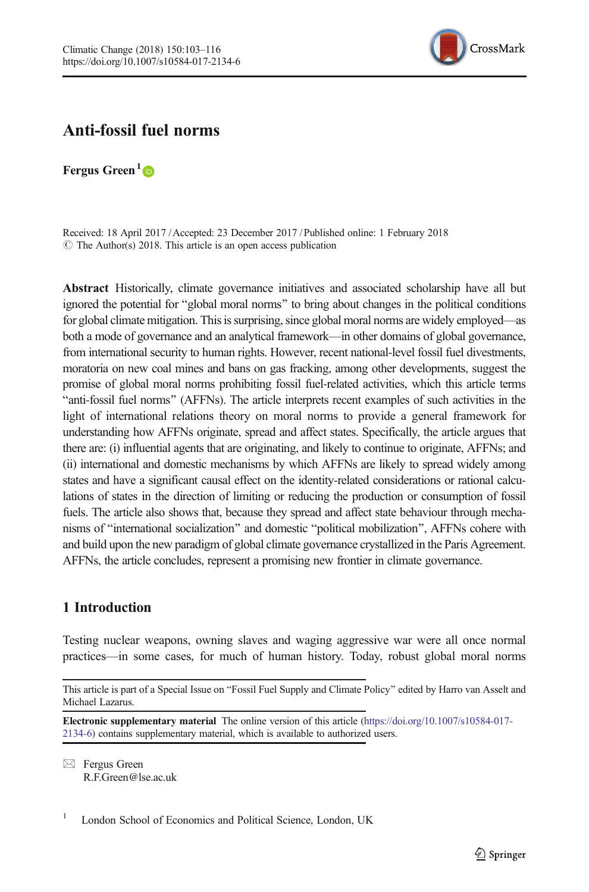# Anti-fossil fuel norms

**Fergus Green**[1]

Received: 18 April 2017 / Accepted: 23 December 2017 / Published online: 1 February 2018
© The Author(s) 2018. This article is an open access publication

**Abstract** Historically, climate governance initiatives and associated scholarship have all but ignored the potential for "global moral norms" to bring about changes in the political conditions for global climate mitigation. This is surprising, since global moral norms are widely employed—as both a mode of governance and an analytical framework—in other domains of global governance, from international security to human rights. However, recent national-level fossil fuel divestments, moratoria on new coal mines and bans on gas fracking, among other developments, suggest the promise of global moral norms prohibiting fossil fuel-related activities, which this article terms "anti-fossil fuel norms" (AFFNs). The article interprets recent examples of such activities in the light of international relations theory on moral norms to provide a general framework for understanding how AFFNs originate, spread and affect states. Specifically, the article argues that there are: (i) influential agents that are originating, and likely to continue to originate, AFFNs; and (ii) international and domestic mechanisms by which AFFNs are likely to spread widely among states and have a significant causal effect on the identity-related considerations or rational calculations of states in the direction of limiting or reducing the production or consumption of fossil fuels. The article also shows that, because they spread and affect state behaviour through mechanisms of "international socialization" and domestic "political mobilization", AFFNs cohere with and build upon the new paradigm of global climate governance crystallized in the Paris Agreement. AFFNs, the article concludes, represent a promising new frontier in climate governance.

## 1 Introduction

Testing nuclear weapons, owning slaves and waging aggressive war were all once normal practices—in some cases, for much of human history. Today, robust global moral norms

---

This article is part of a Special Issue on "Fossil Fuel Supply and Climate Policy" edited by Harro van Asselt and Michael Lazarus.

**Electronic supplementary material** The online version of this article (https://doi.org/10.1007/s10584-017-2134-6) contains supplementary material, which is available to authorized users.

✉ Fergus Green
R.F.Green@lse.ac.uk

[1] London School of Economics and Political Science, London, UK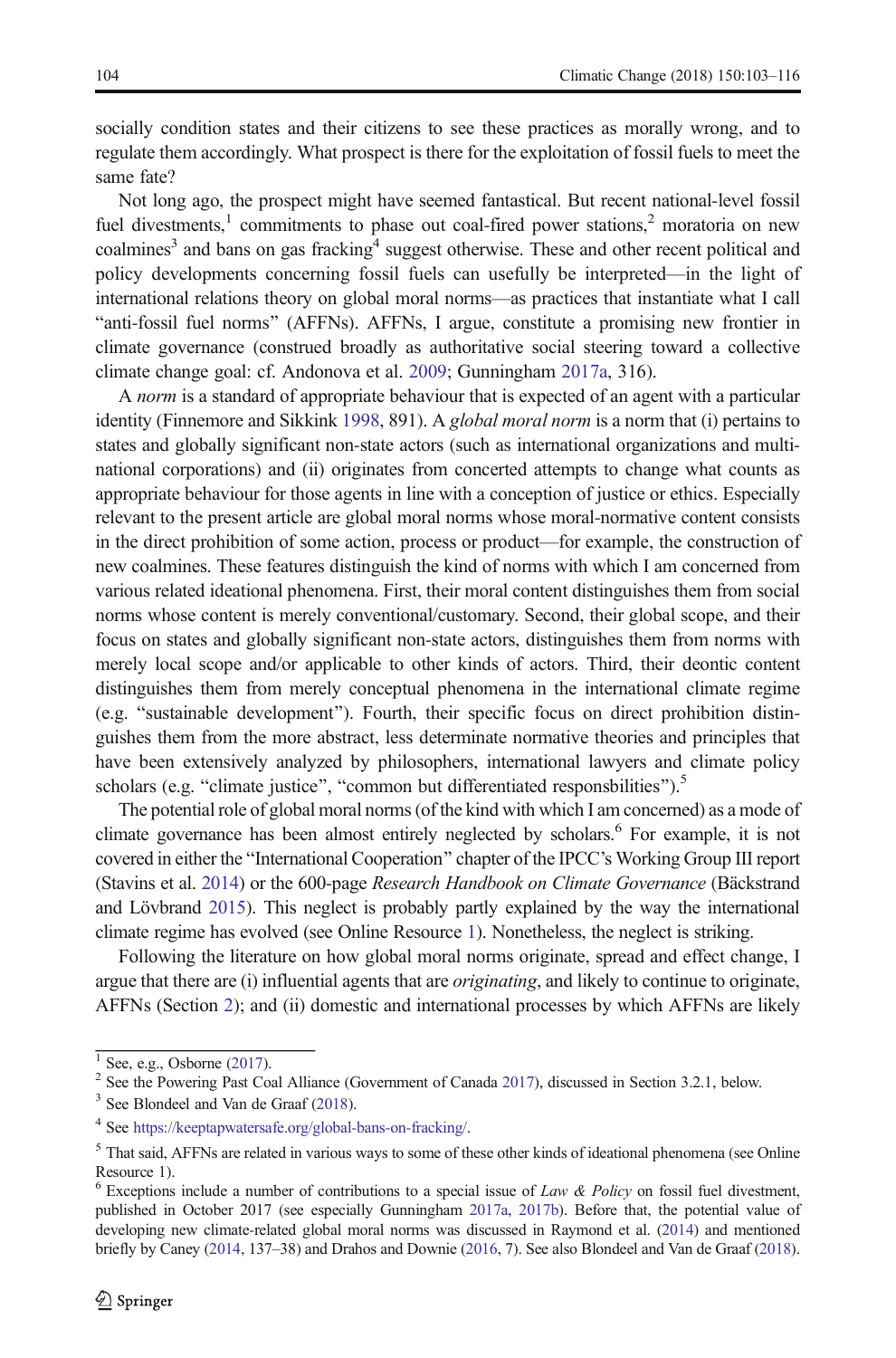socially condition states and their citizens to see these practices as morally wrong, and to regulate them accordingly. What prospect is there for the exploitation of fossil fuels to meet the same fate?

Not long ago, the prospect might have seemed fantastical. But recent national-level fossil fuel divestments,[1] commitments to phase out coal-fired power stations,[2] moratoria on new coalmines[3] and bans on gas fracking[4] suggest otherwise. These and other recent political and policy developments concerning fossil fuels can usefully be interpreted—in the light of international relations theory on global moral norms—as practices that instantiate what I call "anti-fossil fuel norms" (AFFNs). AFFNs, I argue, constitute a promising new frontier in climate governance (construed broadly as authoritative social steering toward a collective climate change goal: cf. Andonova et al. 2009; Gunningham 2017a, 316).

A *norm* is a standard of appropriate behaviour that is expected of an agent with a particular identity (Finnemore and Sikkink 1998, 891). A *global moral norm* is a norm that (i) pertains to states and globally significant non-state actors (such as international organizations and multinational corporations) and (ii) originates from concerted attempts to change what counts as appropriate behaviour for those agents in line with a conception of justice or ethics. Especially relevant to the present article are global moral norms whose moral-normative content consists in the direct prohibition of some action, process or product—for example, the construction of new coalmines. These features distinguish the kind of norms with which I am concerned from various related ideational phenomena. First, their moral content distinguishes them from social norms whose content is merely conventional/customary. Second, their global scope, and their focus on states and globally significant non-state actors, distinguishes them from norms with merely local scope and/or applicable to other kinds of actors. Third, their deontic content distinguishes them from merely conceptual phenomena in the international climate regime (e.g. "sustainable development"). Fourth, their specific focus on direct prohibition distinguishes them from the more abstract, less determinate normative theories and principles that have been extensively analyzed by philosophers, international lawyers and climate policy scholars (e.g. "climate justice", "common but differentiated responsbilities").[5]

The potential role of global moral norms (of the kind with which I am concerned) as a mode of climate governance has been almost entirely neglected by scholars.[6] For example, it is not covered in either the "International Cooperation" chapter of the IPCC's Working Group III report (Stavins et al. 2014) or the 600-page *Research Handbook on Climate Governance* (Bäckstrand and Lövbrand 2015). This neglect is probably partly explained by the way the international climate regime has evolved (see Online Resource 1). Nonetheless, the neglect is striking.

Following the literature on how global moral norms originate, spread and effect change, I argue that there are (i) influential agents that are *originating*, and likely to continue to originate, AFFNs (Section 2); and (ii) domestic and international processes by which AFFNs are likely

---

[1] See, e.g., Osborne (2017).

[2] See the Powering Past Coal Alliance (Government of Canada 2017), discussed in Section 3.2.1, below.

[3] See Blondeel and Van de Graaf (2018).

[4] See https://keeptapwatersafe.org/global-bans-on-fracking/.

[5] That said, AFFNs are related in various ways to some of these other kinds of ideational phenomena (see Online Resource 1).

[6] Exceptions include a number of contributions to a special issue of *Law & Policy* on fossil fuel divestment, published in October 2017 (see especially Gunningham 2017a, 2017b). Before that, the potential value of developing new climate-related global moral norms was discussed in Raymond et al. (2014) and mentioned briefly by Caney (2014, 137–38) and Drahos and Downie (2016, 7). See also Blondeel and Van de Graaf (2018).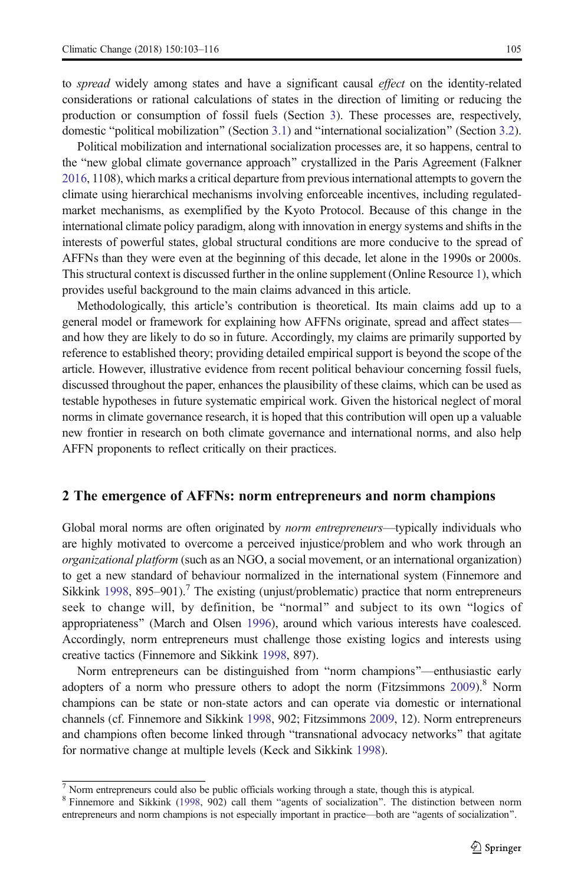to *spread* widely among states and have a significant causal *effect* on the identity-related considerations or rational calculations of states in the direction of limiting or reducing the production or consumption of fossil fuels (Section 3). These processes are, respectively, domestic "political mobilization" (Section 3.1) and "international socialization" (Section 3.2).

Political mobilization and international socialization processes are, it so happens, central to the "new global climate governance approach" crystallized in the Paris Agreement (Falkner 2016, 1108), which marks a critical departure from previous international attempts to govern the climate using hierarchical mechanisms involving enforceable incentives, including regulated-market mechanisms, as exemplified by the Kyoto Protocol. Because of this change in the international climate policy paradigm, along with innovation in energy systems and shifts in the interests of powerful states, global structural conditions are more conducive to the spread of AFFNs than they were even at the beginning of this decade, let alone in the 1990s or 2000s. This structural context is discussed further in the online supplement (Online Resource 1), which provides useful background to the main claims advanced in this article.

Methodologically, this article's contribution is theoretical. Its main claims add up to a general model or framework for explaining how AFFNs originate, spread and affect states—and how they are likely to do so in future. Accordingly, my claims are primarily supported by reference to established theory; providing detailed empirical support is beyond the scope of the article. However, illustrative evidence from recent political behaviour concerning fossil fuels, discussed throughout the paper, enhances the plausibility of these claims, which can be used as testable hypotheses in future systematic empirical work. Given the historical neglect of moral norms in climate governance research, it is hoped that this contribution will open up a valuable new frontier in research on both climate governance and international norms, and also help AFFN proponents to reflect critically on their practices.

## 2 The emergence of AFFNs: norm entrepreneurs and norm champions

Global moral norms are often originated by *norm entrepreneurs*—typically individuals who are highly motivated to overcome a perceived injustice/problem and who work through an *organizational platform* (such as an NGO, a social movement, or an international organization) to get a new standard of behaviour normalized in the international system (Finnemore and Sikkink 1998, 895–901).[7] The existing (unjust/problematic) practice that norm entrepreneurs seek to change will, by definition, be "normal" and subject to its own "logics of appropriateness" (March and Olsen 1996), around which various interests have coalesced. Accordingly, norm entrepreneurs must challenge those existing logics and interests using creative tactics (Finnemore and Sikkink 1998, 897).

Norm entrepreneurs can be distinguished from "norm champions"—enthusiastic early adopters of a norm who pressure others to adopt the norm (Fitzsimmons 2009).[8] Norm champions can be state or non-state actors and can operate via domestic or international channels (cf. Finnemore and Sikkink 1998, 902; Fitzsimmons 2009, 12). Norm entrepreneurs and champions often become linked through "transnational advocacy networks" that agitate for normative change at multiple levels (Keck and Sikkink 1998).

---

[7] Norm entrepreneurs could also be public officials working through a state, though this is atypical.

[8] Finnemore and Sikkink (1998, 902) call them "agents of socialization". The distinction between norm entrepreneurs and norm champions is not especially important in practice—both are "agents of socialization".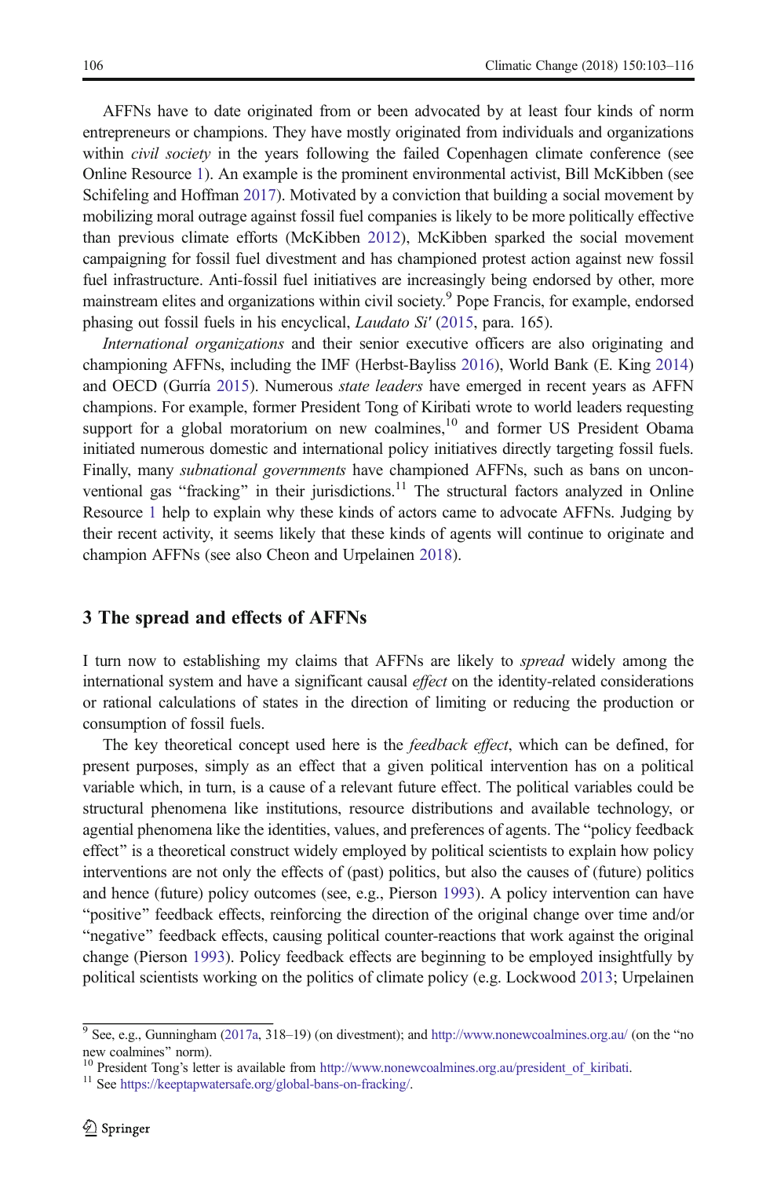AFFNs have to date originated from or been advocated by at least four kinds of norm entrepreneurs or champions. They have mostly originated from individuals and organizations within *civil society* in the years following the failed Copenhagen climate conference (see Online Resource 1). An example is the prominent environmental activist, Bill McKibben (see Schifeling and Hoffman 2017). Motivated by a conviction that building a social movement by mobilizing moral outrage against fossil fuel companies is likely to be more politically effective than previous climate efforts (McKibben 2012), McKibben sparked the social movement campaigning for fossil fuel divestment and has championed protest action against new fossil fuel infrastructure. Anti-fossil fuel initiatives are increasingly being endorsed by other, more mainstream elites and organizations within civil society.[9] Pope Francis, for example, endorsed phasing out fossil fuels in his encyclical, *Laudato Si'* (2015, para. 165).

*International organizations* and their senior executive officers are also originating and championing AFFNs, including the IMF (Herbst-Bayliss 2016), World Bank (E. King 2014) and OECD (Gurría 2015). Numerous *state leaders* have emerged in recent years as AFFN champions. For example, former President Tong of Kiribati wrote to world leaders requesting support for a global moratorium on new coalmines,[10] and former US President Obama initiated numerous domestic and international policy initiatives directly targeting fossil fuels. Finally, many *subnational governments* have championed AFFNs, such as bans on unconventional gas "fracking" in their jurisdictions.[11] The structural factors analyzed in Online Resource 1 help to explain why these kinds of actors came to advocate AFFNs. Judging by their recent activity, it seems likely that these kinds of agents will continue to originate and champion AFFNs (see also Cheon and Urpelainen 2018).

## 3 The spread and effects of AFFNs

I turn now to establishing my claims that AFFNs are likely to *spread* widely among the international system and have a significant causal *effect* on the identity-related considerations or rational calculations of states in the direction of limiting or reducing the production or consumption of fossil fuels.

The key theoretical concept used here is the *feedback effect*, which can be defined, for present purposes, simply as an effect that a given political intervention has on a political variable which, in turn, is a cause of a relevant future effect. The political variables could be structural phenomena like institutions, resource distributions and available technology, or agential phenomena like the identities, values, and preferences of agents. The "policy feedback effect" is a theoretical construct widely employed by political scientists to explain how policy interventions are not only the effects of (past) politics, but also the causes of (future) politics and hence (future) policy outcomes (see, e.g., Pierson 1993). A policy intervention can have "positive" feedback effects, reinforcing the direction of the original change over time and/or "negative" feedback effects, causing political counter-reactions that work against the original change (Pierson 1993). Policy feedback effects are beginning to be employed insightfully by political scientists working on the politics of climate policy (e.g. Lockwood 2013; Urpelainen

---

[9] See, e.g., Gunningham (2017a, 318–19) (on divestment); and http://www.nonewcoalmines.org.au/ (on the "no new coalmines" norm).

[10] President Tong's letter is available from http://www.nonewcoalmines.org.au/president_of_kiribati.

[11] See https://keeptapwatersafe.org/global-bans-on-fracking/.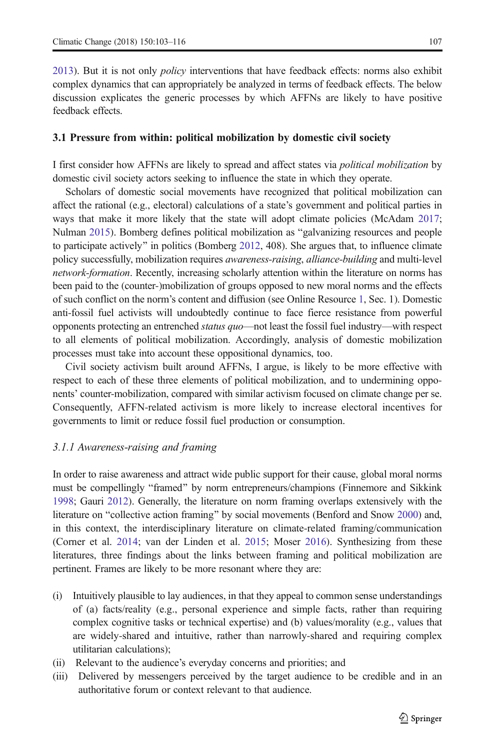2013). But it is not only *policy* interventions that have feedback effects: norms also exhibit complex dynamics that can appropriately be analyzed in terms of feedback effects. The below discussion explicates the generic processes by which AFFNs are likely to have positive feedback effects.

### 3.1 Pressure from within: political mobilization by domestic civil society

I first consider how AFFNs are likely to spread and affect states via *political mobilization* by domestic civil society actors seeking to influence the state in which they operate.

Scholars of domestic social movements have recognized that political mobilization can affect the rational (e.g., electoral) calculations of a state's government and political parties in ways that make it more likely that the state will adopt climate policies (McAdam 2017; Nulman 2015). Bomberg defines political mobilization as "galvanizing resources and people to participate actively" in politics (Bomberg 2012, 408). She argues that, to influence climate policy successfully, mobilization requires *awareness-raising*, *alliance-building* and multi-level *network-formation*. Recently, increasing scholarly attention within the literature on norms has been paid to the (counter-)mobilization of groups opposed to new moral norms and the effects of such conflict on the norm's content and diffusion (see Online Resource 1, Sec. 1). Domestic anti-fossil fuel activists will undoubtedly continue to face fierce resistance from powerful opponents protecting an entrenched *status quo*—not least the fossil fuel industry—with respect to all elements of political mobilization. Accordingly, analysis of domestic mobilization processes must take into account these oppositional dynamics, too.

Civil society activism built around AFFNs, I argue, is likely to be more effective with respect to each of these three elements of political mobilization, and to undermining opponents' counter-mobilization, compared with similar activism focused on climate change per se. Consequently, AFFN-related activism is more likely to increase electoral incentives for governments to limit or reduce fossil fuel production or consumption.

#### *3.1.1 Awareness-raising and framing*

In order to raise awareness and attract wide public support for their cause, global moral norms must be compellingly "framed" by norm entrepreneurs/champions (Finnemore and Sikkink 1998; Gauri 2012). Generally, the literature on norm framing overlaps extensively with the literature on "collective action framing" by social movements (Benford and Snow 2000) and, in this context, the interdisciplinary literature on climate-related framing/communication (Corner et al. 2014; van der Linden et al. 2015; Moser 2016). Synthesizing from these literatures, three findings about the links between framing and political mobilization are pertinent. Frames are likely to be more resonant where they are:

(i) Intuitively plausible to lay audiences, in that they appeal to common sense understandings of (a) facts/reality (e.g., personal experience and simple facts, rather than requiring complex cognitive tasks or technical expertise) and (b) values/morality (e.g., values that are widely-shared and intuitive, rather than narrowly-shared and requiring complex utilitarian calculations);
(ii) Relevant to the audience's everyday concerns and priorities; and
(iii) Delivered by messengers perceived by the target audience to be credible and in an authoritative forum or context relevant to that audience.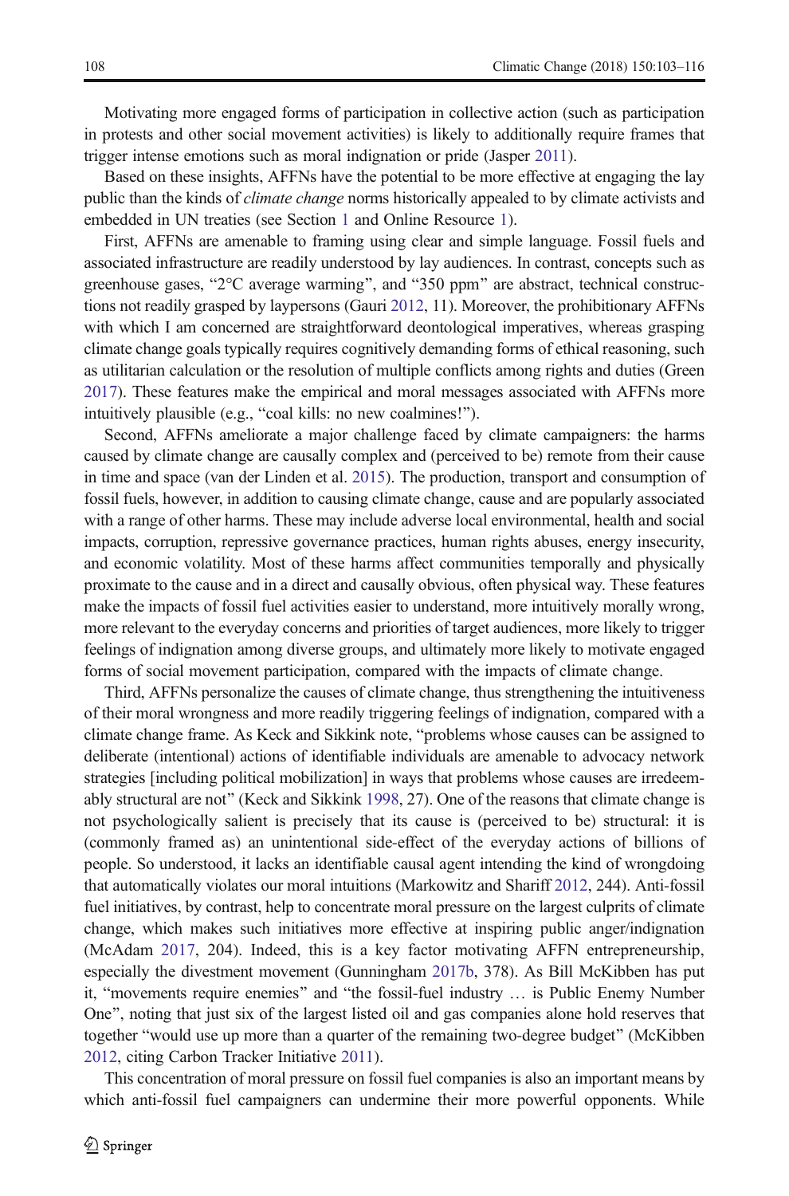Motivating more engaged forms of participation in collective action (such as participation in protests and other social movement activities) is likely to additionally require frames that trigger intense emotions such as moral indignation or pride (Jasper 2011).

Based on these insights, AFFNs have the potential to be more effective at engaging the lay public than the kinds of *climate change* norms historically appealed to by climate activists and embedded in UN treaties (see Section 1 and Online Resource 1).

First, AFFNs are amenable to framing using clear and simple language. Fossil fuels and associated infrastructure are readily understood by lay audiences. In contrast, concepts such as greenhouse gases, "2°C average warming", and "350 ppm" are abstract, technical constructions not readily grasped by laypersons (Gauri 2012, 11). Moreover, the prohibitionary AFFNs with which I am concerned are straightforward deontological imperatives, whereas grasping climate change goals typically requires cognitively demanding forms of ethical reasoning, such as utilitarian calculation or the resolution of multiple conflicts among rights and duties (Green 2017). These features make the empirical and moral messages associated with AFFNs more intuitively plausible (e.g., "coal kills: no new coalmines!").

Second, AFFNs ameliorate a major challenge faced by climate campaigners: the harms caused by climate change are causally complex and (perceived to be) remote from their cause in time and space (van der Linden et al. 2015). The production, transport and consumption of fossil fuels, however, in addition to causing climate change, cause and are popularly associated with a range of other harms. These may include adverse local environmental, health and social impacts, corruption, repressive governance practices, human rights abuses, energy insecurity, and economic volatility. Most of these harms affect communities temporally and physically proximate to the cause and in a direct and causally obvious, often physical way. These features make the impacts of fossil fuel activities easier to understand, more intuitively morally wrong, more relevant to the everyday concerns and priorities of target audiences, more likely to trigger feelings of indignation among diverse groups, and ultimately more likely to motivate engaged forms of social movement participation, compared with the impacts of climate change.

Third, AFFNs personalize the causes of climate change, thus strengthening the intuitiveness of their moral wrongness and more readily triggering feelings of indignation, compared with a climate change frame. As Keck and Sikkink note, "problems whose causes can be assigned to deliberate (intentional) actions of identifiable individuals are amenable to advocacy network strategies [including political mobilization] in ways that problems whose causes are irredeemably structural are not" (Keck and Sikkink 1998, 27). One of the reasons that climate change is not psychologically salient is precisely that its cause is (perceived to be) structural: it is (commonly framed as) an unintentional side-effect of the everyday actions of billions of people. So understood, it lacks an identifiable causal agent intending the kind of wrongdoing that automatically violates our moral intuitions (Markowitz and Shariff 2012, 244). Anti-fossil fuel initiatives, by contrast, help to concentrate moral pressure on the largest culprits of climate change, which makes such initiatives more effective at inspiring public anger/indignation (McAdam 2017, 204). Indeed, this is a key factor motivating AFFN entrepreneurship, especially the divestment movement (Gunningham 2017b, 378). As Bill McKibben has put it, "movements require enemies" and "the fossil-fuel industry … is Public Enemy Number One", noting that just six of the largest listed oil and gas companies alone hold reserves that together "would use up more than a quarter of the remaining two-degree budget" (McKibben 2012, citing Carbon Tracker Initiative 2011).

This concentration of moral pressure on fossil fuel companies is also an important means by which anti-fossil fuel campaigners can undermine their more powerful opponents. While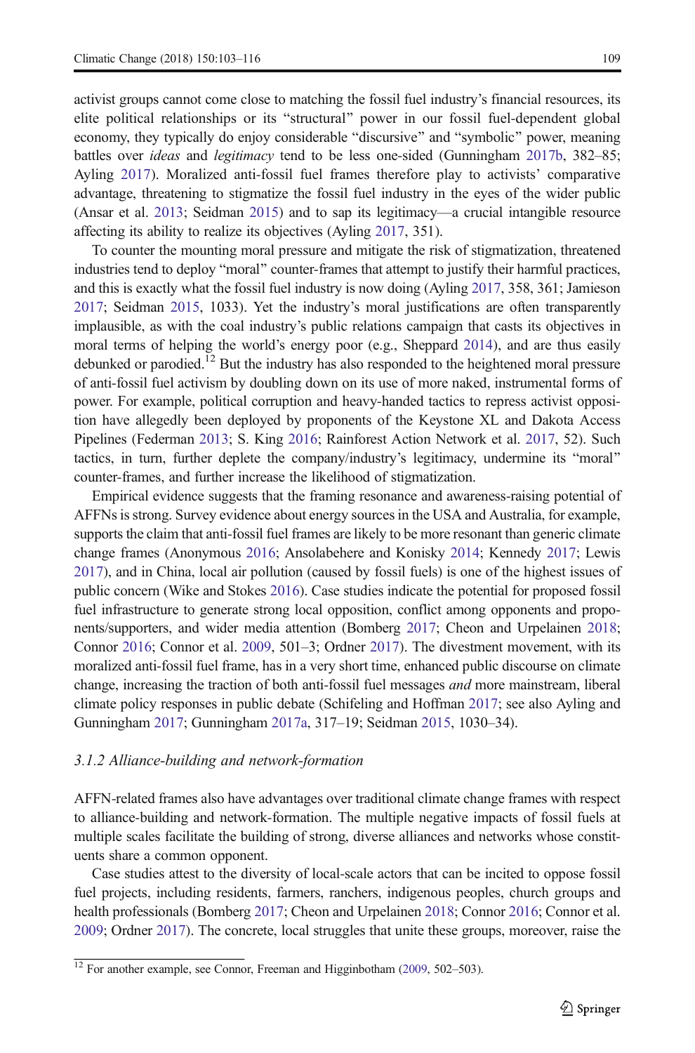activist groups cannot come close to matching the fossil fuel industry's financial resources, its elite political relationships or its "structural" power in our fossil fuel-dependent global economy, they typically do enjoy considerable "discursive" and "symbolic" power, meaning battles over *ideas* and *legitimacy* tend to be less one-sided (Gunningham 2017b, 382–85; Ayling 2017). Moralized anti-fossil fuel frames therefore play to activists' comparative advantage, threatening to stigmatize the fossil fuel industry in the eyes of the wider public (Ansar et al. 2013; Seidman 2015) and to sap its legitimacy—a crucial intangible resource affecting its ability to realize its objectives (Ayling 2017, 351).

To counter the mounting moral pressure and mitigate the risk of stigmatization, threatened industries tend to deploy "moral" counter-frames that attempt to justify their harmful practices, and this is exactly what the fossil fuel industry is now doing (Ayling 2017, 358, 361; Jamieson 2017; Seidman 2015, 1033). Yet the industry's moral justifications are often transparently implausible, as with the coal industry's public relations campaign that casts its objectives in moral terms of helping the world's energy poor (e.g., Sheppard 2014), and are thus easily debunked or parodied.[12] But the industry has also responded to the heightened moral pressure of anti-fossil fuel activism by doubling down on its use of more naked, instrumental forms of power. For example, political corruption and heavy-handed tactics to repress activist opposition have allegedly been deployed by proponents of the Keystone XL and Dakota Access Pipelines (Federman 2013; S. King 2016; Rainforest Action Network et al. 2017, 52). Such tactics, in turn, further deplete the company/industry's legitimacy, undermine its "moral" counter-frames, and further increase the likelihood of stigmatization.

Empirical evidence suggests that the framing resonance and awareness-raising potential of AFFNs is strong. Survey evidence about energy sources in the USA and Australia, for example, supports the claim that anti-fossil fuel frames are likely to be more resonant than generic climate change frames (Anonymous 2016; Ansolabehere and Konisky 2014; Kennedy 2017; Lewis 2017), and in China, local air pollution (caused by fossil fuels) is one of the highest issues of public concern (Wike and Stokes 2016). Case studies indicate the potential for proposed fossil fuel infrastructure to generate strong local opposition, conflict among opponents and proponents/supporters, and wider media attention (Bomberg 2017; Cheon and Urpelainen 2018; Connor 2016; Connor et al. 2009, 501–3; Ordner 2017). The divestment movement, with its moralized anti-fossil fuel frame, has in a very short time, enhanced public discourse on climate change, increasing the traction of both anti-fossil fuel messages *and* more mainstream, liberal climate policy responses in public debate (Schifeling and Hoffman 2017; see also Ayling and Gunningham 2017; Gunningham 2017a, 317–19; Seidman 2015, 1030–34).

### *3.1.2 Alliance-building and network-formation*

AFFN-related frames also have advantages over traditional climate change frames with respect to alliance-building and network-formation. The multiple negative impacts of fossil fuels at multiple scales facilitate the building of strong, diverse alliances and networks whose constituents share a common opponent.

Case studies attest to the diversity of local-scale actors that can be incited to oppose fossil fuel projects, including residents, farmers, ranchers, indigenous peoples, church groups and health professionals (Bomberg 2017; Cheon and Urpelainen 2018; Connor 2016; Connor et al. 2009; Ordner 2017). The concrete, local struggles that unite these groups, moreover, raise the

[12] For another example, see Connor, Freeman and Higginbotham (2009, 502–503).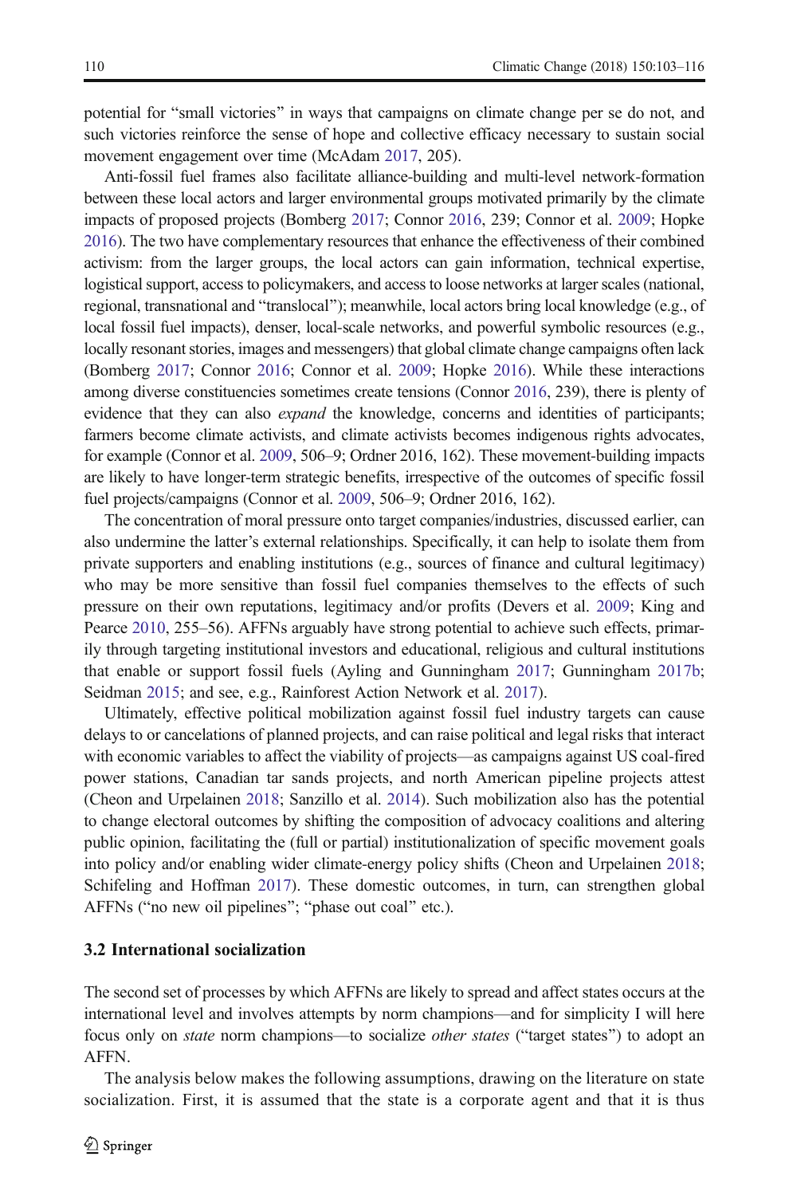potential for "small victories" in ways that campaigns on climate change per se do not, and such victories reinforce the sense of hope and collective efficacy necessary to sustain social movement engagement over time (McAdam 2017, 205).

Anti-fossil fuel frames also facilitate alliance-building and multi-level network-formation between these local actors and larger environmental groups motivated primarily by the climate impacts of proposed projects (Bomberg 2017; Connor 2016, 239; Connor et al. 2009; Hopke 2016). The two have complementary resources that enhance the effectiveness of their combined activism: from the larger groups, the local actors can gain information, technical expertise, logistical support, access to policymakers, and access to loose networks at larger scales (national, regional, transnational and "translocal"); meanwhile, local actors bring local knowledge (e.g., of local fossil fuel impacts), denser, local-scale networks, and powerful symbolic resources (e.g., locally resonant stories, images and messengers) that global climate change campaigns often lack (Bomberg 2017; Connor 2016; Connor et al. 2009; Hopke 2016). While these interactions among diverse constituencies sometimes create tensions (Connor 2016, 239), there is plenty of evidence that they can also *expand* the knowledge, concerns and identities of participants; farmers become climate activists, and climate activists becomes indigenous rights advocates, for example (Connor et al. 2009, 506–9; Ordner 2016, 162). These movement-building impacts are likely to have longer-term strategic benefits, irrespective of the outcomes of specific fossil fuel projects/campaigns (Connor et al. 2009, 506–9; Ordner 2016, 162).

The concentration of moral pressure onto target companies/industries, discussed earlier, can also undermine the latter's external relationships. Specifically, it can help to isolate them from private supporters and enabling institutions (e.g., sources of finance and cultural legitimacy) who may be more sensitive than fossil fuel companies themselves to the effects of such pressure on their own reputations, legitimacy and/or profits (Devers et al. 2009; King and Pearce 2010, 255–56). AFFNs arguably have strong potential to achieve such effects, primarily through targeting institutional investors and educational, religious and cultural institutions that enable or support fossil fuels (Ayling and Gunningham 2017; Gunningham 2017b; Seidman 2015; and see, e.g., Rainforest Action Network et al. 2017).

Ultimately, effective political mobilization against fossil fuel industry targets can cause delays to or cancelations of planned projects, and can raise political and legal risks that interact with economic variables to affect the viability of projects—as campaigns against US coal-fired power stations, Canadian tar sands projects, and north American pipeline projects attest (Cheon and Urpelainen 2018; Sanzillo et al. 2014). Such mobilization also has the potential to change electoral outcomes by shifting the composition of advocacy coalitions and altering public opinion, facilitating the (full or partial) institutionalization of specific movement goals into policy and/or enabling wider climate-energy policy shifts (Cheon and Urpelainen 2018; Schifeling and Hoffman 2017). These domestic outcomes, in turn, can strengthen global AFFNs ("no new oil pipelines"; "phase out coal" etc.).

### 3.2 International socialization

The second set of processes by which AFFNs are likely to spread and affect states occurs at the international level and involves attempts by norm champions—and for simplicity I will here focus only on *state* norm champions—to socialize *other states* ("target states") to adopt an AFFN.

The analysis below makes the following assumptions, drawing on the literature on state socialization. First, it is assumed that the state is a corporate agent and that it is thus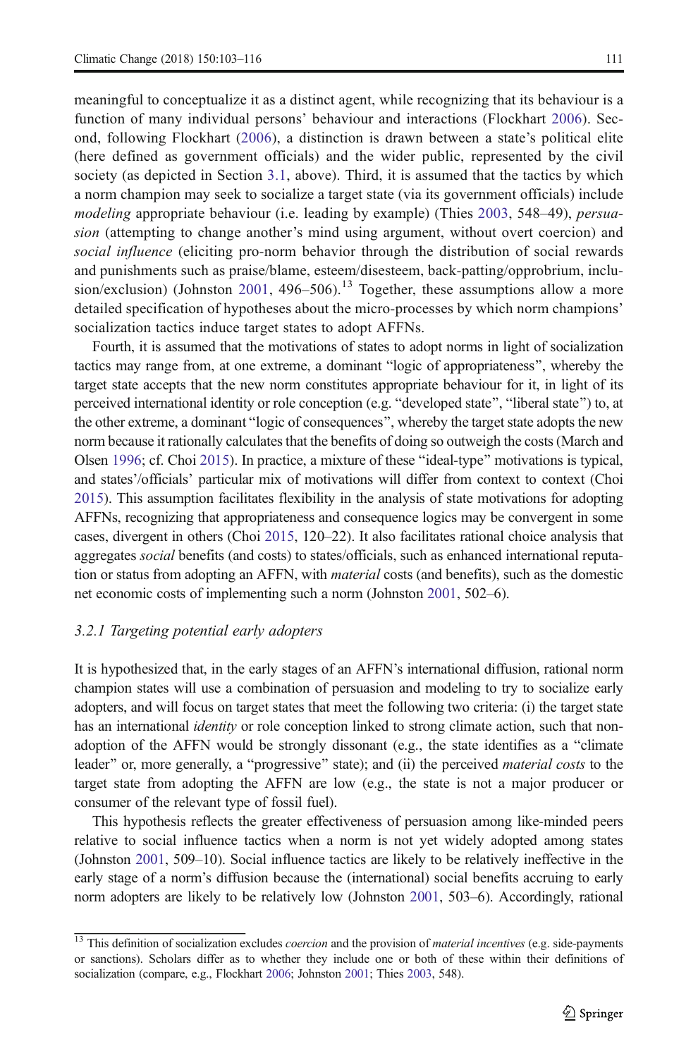meaningful to conceptualize it as a distinct agent, while recognizing that its behaviour is a function of many individual persons' behaviour and interactions (Flockhart 2006). Second, following Flockhart (2006), a distinction is drawn between a state's political elite (here defined as government officials) and the wider public, represented by the civil society (as depicted in Section 3.1, above). Third, it is assumed that the tactics by which a norm champion may seek to socialize a target state (via its government officials) include *modeling* appropriate behaviour (i.e. leading by example) (Thies 2003, 548–49), *persuasion* (attempting to change another's mind using argument, without overt coercion) and *social influence* (eliciting pro-norm behavior through the distribution of social rewards and punishments such as praise/blame, esteem/disesteem, back-patting/opprobrium, inclusion/exclusion) (Johnston 2001, 496–506).[13] Together, these assumptions allow a more detailed specification of hypotheses about the micro-processes by which norm champions' socialization tactics induce target states to adopt AFFNs.

Fourth, it is assumed that the motivations of states to adopt norms in light of socialization tactics may range from, at one extreme, a dominant "logic of appropriateness", whereby the target state accepts that the new norm constitutes appropriate behaviour for it, in light of its perceived international identity or role conception (e.g. "developed state", "liberal state") to, at the other extreme, a dominant "logic of consequences", whereby the target state adopts the new norm because it rationally calculates that the benefits of doing so outweigh the costs (March and Olsen 1996; cf. Choi 2015). In practice, a mixture of these "ideal-type" motivations is typical, and states'/officials' particular mix of motivations will differ from context to context (Choi 2015). This assumption facilitates flexibility in the analysis of state motivations for adopting AFFNs, recognizing that appropriateness and consequence logics may be convergent in some cases, divergent in others (Choi 2015, 120–22). It also facilitates rational choice analysis that aggregates *social* benefits (and costs) to states/officials, such as enhanced international reputation or status from adopting an AFFN, with *material* costs (and benefits), such as the domestic net economic costs of implementing such a norm (Johnston 2001, 502–6).

### *3.2.1 Targeting potential early adopters*

It is hypothesized that, in the early stages of an AFFN's international diffusion, rational norm champion states will use a combination of persuasion and modeling to try to socialize early adopters, and will focus on target states that meet the following two criteria: (i) the target state has an international *identity* or role conception linked to strong climate action, such that non-adoption of the AFFN would be strongly dissonant (e.g., the state identifies as a "climate leader" or, more generally, a "progressive" state); and (ii) the perceived *material costs* to the target state from adopting the AFFN are low (e.g., the state is not a major producer or consumer of the relevant type of fossil fuel).

This hypothesis reflects the greater effectiveness of persuasion among like-minded peers relative to social influence tactics when a norm is not yet widely adopted among states (Johnston 2001, 509–10). Social influence tactics are likely to be relatively ineffective in the early stage of a norm's diffusion because the (international) social benefits accruing to early norm adopters are likely to be relatively low (Johnston 2001, 503–6). Accordingly, rational

---

[13] This definition of socialization excludes *coercion* and the provision of *material incentives* (e.g. side-payments or sanctions). Scholars differ as to whether they include one or both of these within their definitions of socialization (compare, e.g., Flockhart 2006; Johnston 2001; Thies 2003, 548).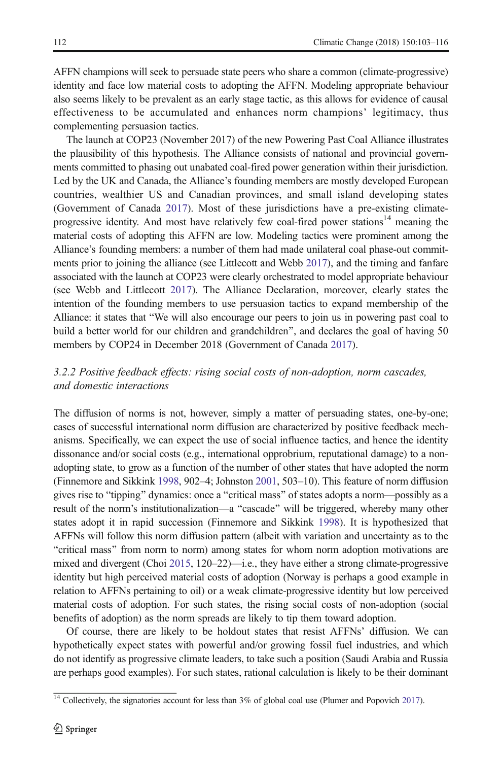AFFN champions will seek to persuade state peers who share a common (climate-progressive) identity and face low material costs to adopting the AFFN. Modeling appropriate behaviour also seems likely to be prevalent as an early stage tactic, as this allows for evidence of causal effectiveness to be accumulated and enhances norm champions' legitimacy, thus complementing persuasion tactics.

The launch at COP23 (November 2017) of the new Powering Past Coal Alliance illustrates the plausibility of this hypothesis. The Alliance consists of national and provincial governments committed to phasing out unabated coal-fired power generation within their jurisdiction. Led by the UK and Canada, the Alliance's founding members are mostly developed European countries, wealthier US and Canadian provinces, and small island developing states (Government of Canada 2017). Most of these jurisdictions have a pre-existing climate-progressive identity. And most have relatively few coal-fired power stations[14] meaning the material costs of adopting this AFFN are low. Modeling tactics were prominent among the Alliance's founding members: a number of them had made unilateral coal phase-out commitments prior to joining the alliance (see Littlecott and Webb 2017), and the timing and fanfare associated with the launch at COP23 were clearly orchestrated to model appropriate behaviour (see Webb and Littlecott 2017). The Alliance Declaration, moreover, clearly states the intention of the founding members to use persuasion tactics to expand membership of the Alliance: it states that "We will also encourage our peers to join us in powering past coal to build a better world for our children and grandchildren", and declares the goal of having 50 members by COP24 in December 2018 (Government of Canada 2017).

### *3.2.2 Positive feedback effects: rising social costs of non-adoption, norm cascades, and domestic interactions*

The diffusion of norms is not, however, simply a matter of persuading states, one-by-one; cases of successful international norm diffusion are characterized by positive feedback mechanisms. Specifically, we can expect the use of social influence tactics, and hence the identity dissonance and/or social costs (e.g., international opprobrium, reputational damage) to a non-adopting state, to grow as a function of the number of other states that have adopted the norm (Finnemore and Sikkink 1998, 902–4; Johnston 2001, 503–10). This feature of norm diffusion gives rise to "tipping" dynamics: once a "critical mass" of states adopts a norm—possibly as a result of the norm's institutionalization—a "cascade" will be triggered, whereby many other states adopt it in rapid succession (Finnemore and Sikkink 1998). It is hypothesized that AFFNs will follow this norm diffusion pattern (albeit with variation and uncertainty as to the "critical mass" from norm to norm) among states for whom norm adoption motivations are mixed and divergent (Choi 2015, 120–22)—i.e., they have either a strong climate-progressive identity but high perceived material costs of adoption (Norway is perhaps a good example in relation to AFFNs pertaining to oil) or a weak climate-progressive identity but low perceived material costs of adoption. For such states, the rising social costs of non-adoption (social benefits of adoption) as the norm spreads are likely to tip them toward adoption.

Of course, there are likely to be holdout states that resist AFFNs' diffusion. We can hypothetically expect states with powerful and/or growing fossil fuel industries, and which do not identify as progressive climate leaders, to take such a position (Saudi Arabia and Russia are perhaps good examples). For such states, rational calculation is likely to be their dominant

[14] Collectively, the signatories account for less than 3% of global coal use (Plumer and Popovich 2017).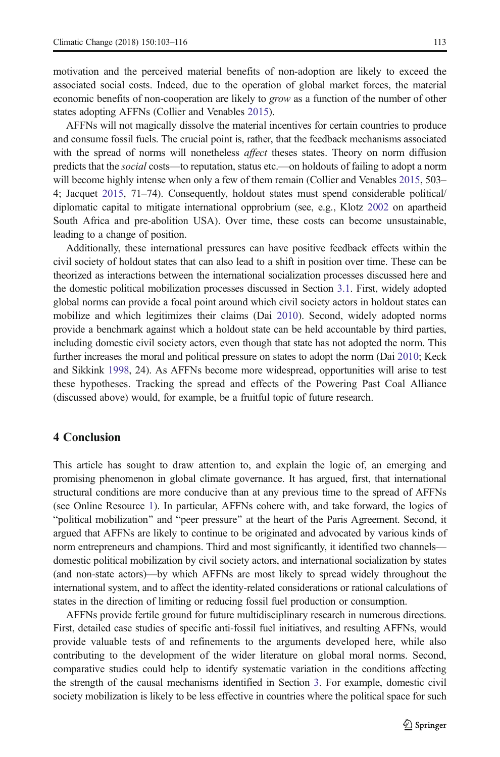motivation and the perceived material benefits of non-adoption are likely to exceed the associated social costs. Indeed, due to the operation of global market forces, the material economic benefits of non-cooperation are likely to *grow* as a function of the number of other states adopting AFFNs (Collier and Venables 2015).

AFFNs will not magically dissolve the material incentives for certain countries to produce and consume fossil fuels. The crucial point is, rather, that the feedback mechanisms associated with the spread of norms will nonetheless *affect* theses states. Theory on norm diffusion predicts that the *social* costs—to reputation, status etc.—on holdouts of failing to adopt a norm will become highly intense when only a few of them remain (Collier and Venables 2015, 503–4; Jacquet 2015, 71–74). Consequently, holdout states must spend considerable political/diplomatic capital to mitigate international opprobrium (see, e.g., Klotz 2002 on apartheid South Africa and pre-abolition USA). Over time, these costs can become unsustainable, leading to a change of position.

Additionally, these international pressures can have positive feedback effects within the civil society of holdout states that can also lead to a shift in position over time. These can be theorized as interactions between the international socialization processes discussed here and the domestic political mobilization processes discussed in Section 3.1. First, widely adopted global norms can provide a focal point around which civil society actors in holdout states can mobilize and which legitimizes their claims (Dai 2010). Second, widely adopted norms provide a benchmark against which a holdout state can be held accountable by third parties, including domestic civil society actors, even though that state has not adopted the norm. This further increases the moral and political pressure on states to adopt the norm (Dai 2010; Keck and Sikkink 1998, 24). As AFFNs become more widespread, opportunities will arise to test these hypotheses. Tracking the spread and effects of the Powering Past Coal Alliance (discussed above) would, for example, be a fruitful topic of future research.

## 4 Conclusion

This article has sought to draw attention to, and explain the logic of, an emerging and promising phenomenon in global climate governance. It has argued, first, that international structural conditions are more conducive than at any previous time to the spread of AFFNs (see Online Resource 1). In particular, AFFNs cohere with, and take forward, the logics of "political mobilization" and "peer pressure" at the heart of the Paris Agreement. Second, it argued that AFFNs are likely to continue to be originated and advocated by various kinds of norm entrepreneurs and champions. Third and most significantly, it identified two channels—domestic political mobilization by civil society actors, and international socialization by states (and non-state actors)—by which AFFNs are most likely to spread widely throughout the international system, and to affect the identity-related considerations or rational calculations of states in the direction of limiting or reducing fossil fuel production or consumption.

AFFNs provide fertile ground for future multidisciplinary research in numerous directions. First, detailed case studies of specific anti-fossil fuel initiatives, and resulting AFFNs, would provide valuable tests of and refinements to the arguments developed here, while also contributing to the development of the wider literature on global moral norms. Second, comparative studies could help to identify systematic variation in the conditions affecting the strength of the causal mechanisms identified in Section 3. For example, domestic civil society mobilization is likely to be less effective in countries where the political space for such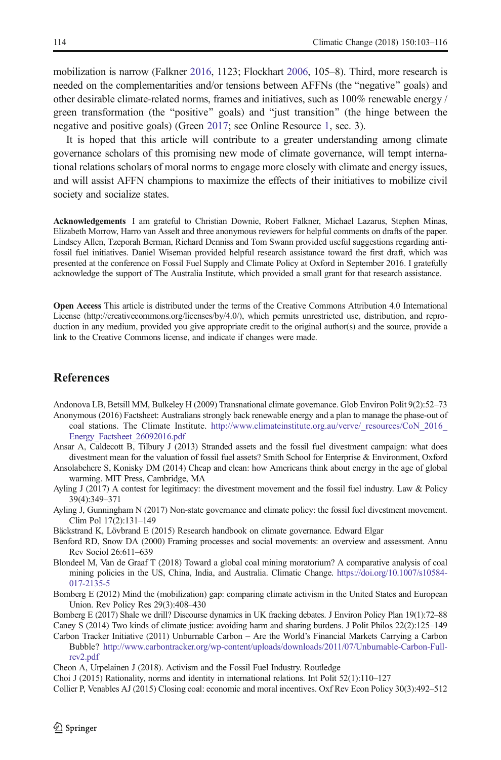mobilization is narrow (Falkner 2016, 1123; Flockhart 2006, 105–8). Third, more research is needed on the complementarities and/or tensions between AFFNs (the "negative" goals) and other desirable climate-related norms, frames and initiatives, such as 100% renewable energy / green transformation (the "positive" goals) and "just transition" (the hinge between the negative and positive goals) (Green 2017; see Online Resource 1, sec. 3).

It is hoped that this article will contribute to a greater understanding among climate governance scholars of this promising new mode of climate governance, will tempt international relations scholars of moral norms to engage more closely with climate and energy issues, and will assist AFFN champions to maximize the effects of their initiatives to mobilize civil society and socialize states.

**Acknowledgements** I am grateful to Christian Downie, Robert Falkner, Michael Lazarus, Stephen Minas, Elizabeth Morrow, Harro van Asselt and three anonymous reviewers for helpful comments on drafts of the paper. Lindsey Allen, Tzeporah Berman, Richard Denniss and Tom Swann provided useful suggestions regarding anti-fossil fuel initiatives. Daniel Wiseman provided helpful research assistance toward the first draft, which was presented at the conference on Fossil Fuel Supply and Climate Policy at Oxford in September 2016. I gratefully acknowledge the support of The Australia Institute, which provided a small grant for that research assistance.

**Open Access** This article is distributed under the terms of the Creative Commons Attribution 4.0 International License (http://creativecommons.org/licenses/by/4.0/), which permits unrestricted use, distribution, and reproduction in any medium, provided you give appropriate credit to the original author(s) and the source, provide a link to the Creative Commons license, and indicate if changes were made.

## References

Andonova LB, Betsill MM, Bulkeley H (2009) Transnational climate governance. Glob Environ Polit 9(2):52–73

Anonymous (2016) Factsheet: Australians strongly back renewable energy and a plan to manage the phase-out of coal stations. The Climate Institute. http://www.climateinstitute.org.au/verve/_resources/CoN_2016_Energy_Factsheet_26092016.pdf

Ansar A, Caldecott B, Tilbury J (2013) Stranded assets and the fossil fuel divestment campaign: what does divestment mean for the valuation of fossil fuel assets? Smith School for Enterprise & Environment, Oxford

Ansolabehere S, Konisky DM (2014) Cheap and clean: how Americans think about energy in the age of global warming. MIT Press, Cambridge, MA

Ayling J (2017) A contest for legitimacy: the divestment movement and the fossil fuel industry. Law & Policy 39(4):349–371

Ayling J, Gunningham N (2017) Non-state governance and climate policy: the fossil fuel divestment movement. Clim Pol 17(2):131–149

Bäckstrand K, Lövbrand E (2015) Research handbook on climate governance. Edward Elgar

Benford RD, Snow DA (2000) Framing processes and social movements: an overview and assessment. Annu Rev Sociol 26:611–639

Blondeel M, Van de Graaf T (2018) Toward a global coal mining moratorium? A comparative analysis of coal mining policies in the US, China, India, and Australia. Climatic Change. https://doi.org/10.1007/s10584-017-2135-5

Bomberg E (2012) Mind the (mobilization) gap: comparing climate activism in the United States and European Union. Rev Policy Res 29(3):408–430

Bomberg E (2017) Shale we drill? Discourse dynamics in UK fracking debates. J Environ Policy Plan 19(1):72–88

Caney S (2014) Two kinds of climate justice: avoiding harm and sharing burdens. J Polit Philos 22(2):125–149

Carbon Tracker Initiative (2011) Unburnable Carbon – Are the World's Financial Markets Carrying a Carbon Bubble? http://www.carbontracker.org/wp-content/uploads/downloads/2011/07/Unburnable-Carbon-Full-rev2.pdf

Cheon A, Urpelainen J (2018). Activism and the Fossil Fuel Industry. Routledge

Choi J (2015) Rationality, norms and identity in international relations. Int Polit 52(1):110–127

Collier P, Venables AJ (2015) Closing coal: economic and moral incentives. Oxf Rev Econ Policy 30(3):492–512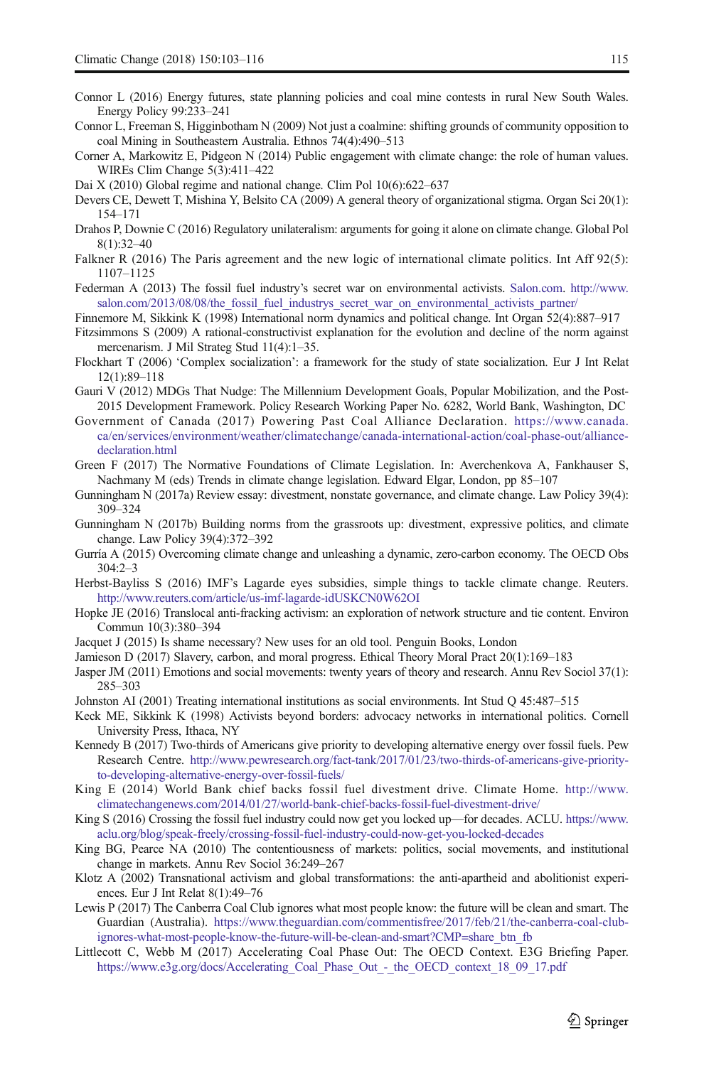Connor L (2016) Energy futures, state planning policies and coal mine contests in rural New South Wales. Energy Policy 99:233–241

Connor L, Freeman S, Higginbotham N (2009) Not just a coalmine: shifting grounds of community opposition to coal Mining in Southeastern Australia. Ethnos 74(4):490–513

Corner A, Markowitz E, Pidgeon N (2014) Public engagement with climate change: the role of human values. WIREs Clim Change 5(3):411–422

Dai X (2010) Global regime and national change. Clim Pol 10(6):622–637

Devers CE, Dewett T, Mishina Y, Belsito CA (2009) A general theory of organizational stigma. Organ Sci 20(1): 154–171

Drahos P, Downie C (2016) Regulatory unilateralism: arguments for going it alone on climate change. Global Pol 8(1):32–40

Falkner R (2016) The Paris agreement and the new logic of international climate politics. Int Aff 92(5): 1107–1125

Federman A (2013) The fossil fuel industry's secret war on environmental activists. Salon.com. http://www.salon.com/2013/08/08/the_fossil_fuel_industrys_secret_war_on_environmental_activists_partner/

Finnemore M, Sikkink K (1998) International norm dynamics and political change. Int Organ 52(4):887–917

Fitzsimmons S (2009) A rational-constructivist explanation for the evolution and decline of the norm against mercenarism. J Mil Strateg Stud 11(4):1–35.

Flockhart T (2006) 'Complex socialization': a framework for the study of state socialization. Eur J Int Relat 12(1):89–118

Gauri V (2012) MDGs That Nudge: The Millennium Development Goals, Popular Mobilization, and the Post-2015 Development Framework. Policy Research Working Paper No. 6282, World Bank, Washington, DC

Government of Canada (2017) Powering Past Coal Alliance Declaration. https://www.canada.ca/en/services/environment/weather/climatechange/canada-international-action/coal-phase-out/alliance-declaration.html

Green F (2017) The Normative Foundations of Climate Legislation. In: Averchenkova A, Fankhauser S, Nachmany M (eds) Trends in climate change legislation. Edward Elgar, London, pp 85–107

Gunningham N (2017a) Review essay: divestment, nonstate governance, and climate change. Law Policy 39(4): 309–324

Gunningham N (2017b) Building norms from the grassroots up: divestment, expressive politics, and climate change. Law Policy 39(4):372–392

Gurría A (2015) Overcoming climate change and unleashing a dynamic, zero-carbon economy. The OECD Obs 304:2–3

Herbst-Bayliss S (2016) IMF's Lagarde eyes subsidies, simple things to tackle climate change. Reuters. http://www.reuters.com/article/us-imf-lagarde-idUSKCN0W62OI

Hopke JE (2016) Translocal anti-fracking activism: an exploration of network structure and tie content. Environ Commun 10(3):380–394

Jacquet J (2015) Is shame necessary? New uses for an old tool. Penguin Books, London

Jamieson D (2017) Slavery, carbon, and moral progress. Ethical Theory Moral Pract 20(1):169–183

Jasper JM (2011) Emotions and social movements: twenty years of theory and research. Annu Rev Sociol 37(1): 285–303

Johnston AI (2001) Treating international institutions as social environments. Int Stud Q 45:487–515

Keck ME, Sikkink K (1998) Activists beyond borders: advocacy networks in international politics. Cornell University Press, Ithaca, NY

Kennedy B (2017) Two-thirds of Americans give priority to developing alternative energy over fossil fuels. Pew Research Centre. http://www.pewresearch.org/fact-tank/2017/01/23/two-thirds-of-americans-give-priority-to-developing-alternative-energy-over-fossil-fuels/

King E (2014) World Bank chief backs fossil fuel divestment drive. Climate Home. http://www.climatechangenews.com/2014/01/27/world-bank-chief-backs-fossil-fuel-divestment-drive/

King S (2016) Crossing the fossil fuel industry could now get you locked up—for decades. ACLU. https://www.aclu.org/blog/speak-freely/crossing-fossil-fuel-industry-could-now-get-you-locked-decades

King BG, Pearce NA (2010) The contentiousness of markets: politics, social movements, and institutional change in markets. Annu Rev Sociol 36:249–267

Klotz A (2002) Transnational activism and global transformations: the anti-apartheid and abolitionist experiences. Eur J Int Relat 8(1):49–76

Lewis P (2017) The Canberra Coal Club ignores what most people know: the future will be clean and smart. The Guardian (Australia). https://www.theguardian.com/commentisfree/2017/feb/21/the-canberra-coal-club-ignores-what-most-people-know-the-future-will-be-clean-and-smart?CMP=share_btn_fb

Littlecott C, Webb M (2017) Accelerating Coal Phase Out: The OECD Context. E3G Briefing Paper. https://www.e3g.org/docs/Accelerating_Coal_Phase_Out_-_the_OECD_context_18_09_17.pdf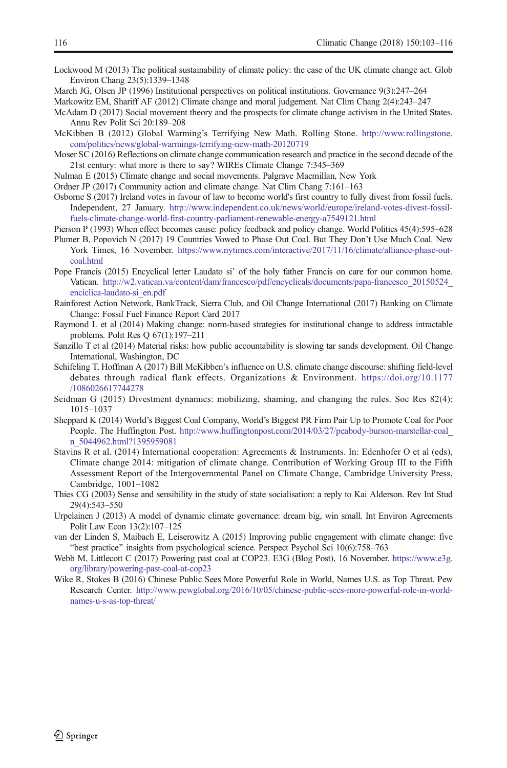Lockwood M (2013) The political sustainability of climate policy: the case of the UK climate change act. Glob Environ Chang 23(5):1339–1348

March JG, Olsen JP (1996) Institutional perspectives on political institutions. Governance 9(3):247–264

Markowitz EM, Shariff AF (2012) Climate change and moral judgement. Nat Clim Chang 2(4):243–247

McAdam D (2017) Social movement theory and the prospects for climate change activism in the United States. Annu Rev Polit Sci 20:189–208

McKibben B (2012) Global Warming's Terrifying New Math. Rolling Stone. http://www.rollingstone.com/politics/news/global-warmings-terrifying-new-math-20120719

Moser SC (2016) Reflections on climate change communication research and practice in the second decade of the 21st century: what more is there to say? WIREs Climate Change 7:345–369

Nulman E (2015) Climate change and social movements. Palgrave Macmillan, New York

Ordner JP (2017) Community action and climate change. Nat Clim Chang 7:161–163

Osborne S (2017) Ireland votes in favour of law to become world's first country to fully divest from fossil fuels. Independent, 27 January. http://www.independent.co.uk/news/world/europe/ireland-votes-divest-fossil-fuels-climate-change-world-first-country-parliament-renewable-energy-a7549121.html

Pierson P (1993) When effect becomes cause: policy feedback and policy change. World Politics 45(4):595–628

Plumer B, Popovich N (2017) 19 Countries Vowed to Phase Out Coal. But They Don't Use Much Coal. New York Times, 16 November. https://www.nytimes.com/interactive/2017/11/16/climate/alliance-phase-out-coal.html

Pope Francis (2015) Encyclical letter Laudato si' of the holy father Francis on care for our common home. Vatican. http://w2.vatican.va/content/dam/francesco/pdf/encyclicals/documents/papa-francesco_20150524_enciclica-laudato-si_en.pdf

Rainforest Action Network, BankTrack, Sierra Club, and Oil Change International (2017) Banking on Climate Change: Fossil Fuel Finance Report Card 2017

Raymond L et al (2014) Making change: norm-based strategies for institutional change to address intractable problems. Polit Res Q 67(1):197–211

Sanzillo T et al (2014) Material risks: how public accountability is slowing tar sands development. Oil Change International, Washington, DC

Schifeling T, Hoffman A (2017) Bill McKibben's influence on U.S. climate change discourse: shifting field-level debates through radical flank effects. Organizations & Environment. https://doi.org/10.1177/1086026617744278

Seidman G (2015) Divestment dynamics: mobilizing, shaming, and changing the rules. Soc Res 82(4): 1015–1037

Sheppard K (2014) World's Biggest Coal Company, World's Biggest PR Firm Pair Up to Promote Coal for Poor People. The Huffington Post. http://www.huffingtonpost.com/2014/03/27/peabody-burson-marstellar-coal_n_5044962.html?1395959081

Stavins R et al. (2014) International cooperation: Agreements & Instruments. In: Edenhofer O et al (eds), Climate change 2014: mitigation of climate change. Contribution of Working Group III to the Fifth Assessment Report of the Intergovernmental Panel on Climate Change, Cambridge University Press, Cambridge, 1001–1082

Thies CG (2003) Sense and sensibility in the study of state socialisation: a reply to Kai Alderson. Rev Int Stud 29(4):543–550

Urpelainen J (2013) A model of dynamic climate governance: dream big, win small. Int Environ Agreements Polit Law Econ 13(2):107–125

van der Linden S, Maibach E, Leiserowitz A (2015) Improving public engagement with climate change: five "best practice" insights from psychological science. Perspect Psychol Sci 10(6):758–763

Webb M, Littlecott C (2017) Powering past coal at COP23. E3G (Blog Post), 16 November. https://www.e3g.org/library/powering-past-coal-at-cop23

Wike R, Stokes B (2016) Chinese Public Sees More Powerful Role in World, Names U.S. as Top Threat. Pew Research Center. http://www.pewglobal.org/2016/10/05/chinese-public-sees-more-powerful-role-in-world-names-u-s-as-top-threat/